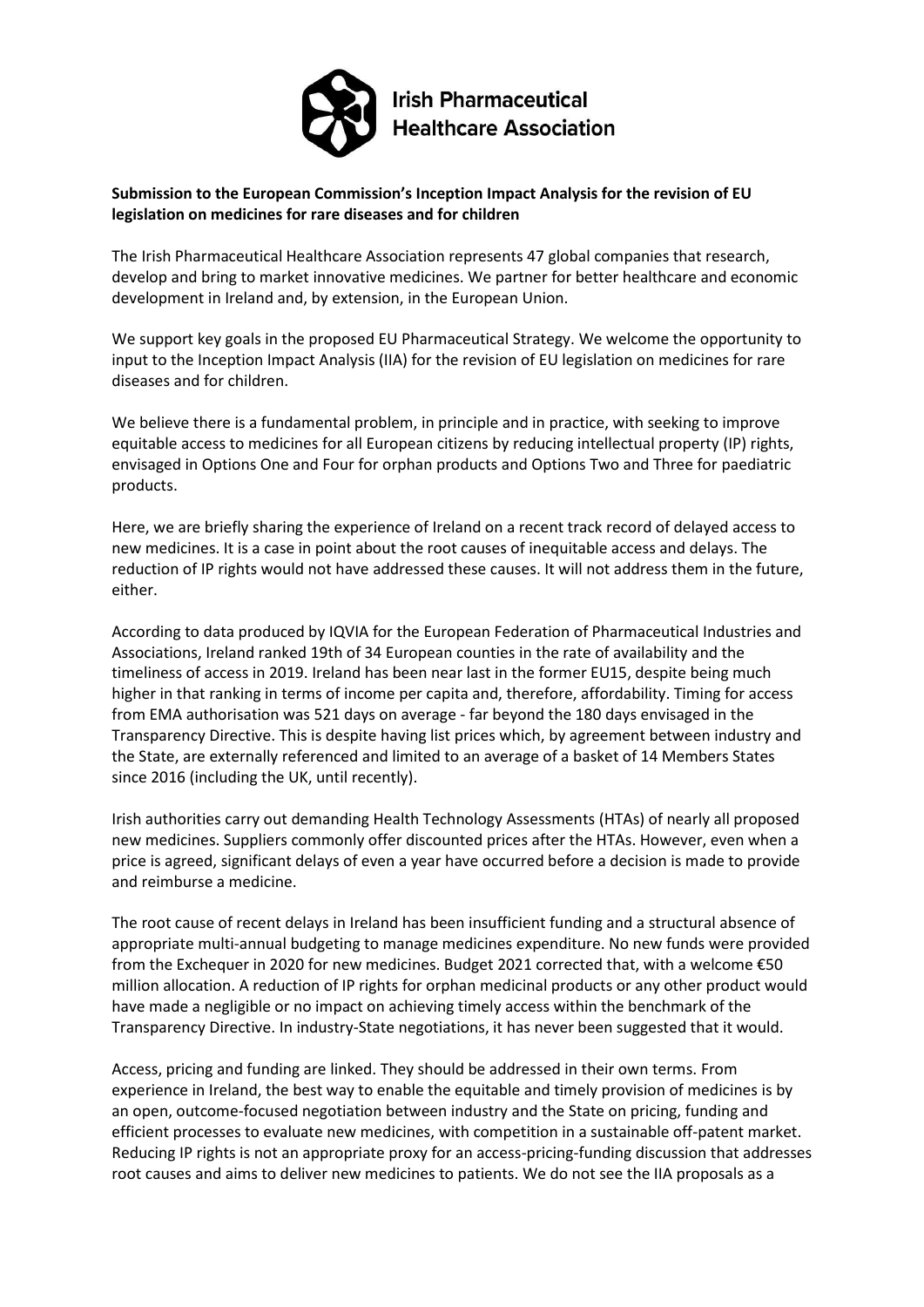Irish Pharmaceutical Healthcare Association

**Submission to the European Commission's Inception Impact Analysis for the revision of EU legislation on medicines for rare diseases and for children**

The Irish Pharmaceutical Healthcare Association represents 47 global companies that research, develop and bring to market innovative medicines. We partner for better healthcare and economic development in Ireland and, by extension, in the European Union.

We support key goals in the proposed EU Pharmaceutical Strategy. We welcome the opportunity to input to the Inception Impact Analysis (IIA) for the revision of EU legislation on medicines for rare diseases and for children.

We believe there is a fundamental problem, in principle and in practice, with seeking to improve equitable access to medicines for all European citizens by reducing intellectual property (IP) rights, envisaged in Options One and Four for orphan products and Options Two and Three for paediatric products.

Here, we are briefly sharing the experience of Ireland on a recent track record of delayed access to new medicines. It is a case in point about the root causes of inequitable access and delays. The reduction of IP rights would not have addressed these causes. It will not address them in the future, either.

According to data produced by IQVIA for the European Federation of Pharmaceutical Industries and Associations, Ireland ranked 19th of 34 European counties in the rate of availability and the timeliness of access in 2019. Ireland has been near last in the former EU15, despite being much higher in that ranking in terms of income per capita and, therefore, affordability. Timing for access from EMA authorisation was 521 days on average - far beyond the 180 days envisaged in the Transparency Directive. This is despite having list prices which, by agreement between industry and the State, are externally referenced and limited to an average of a basket of 14 Members States since 2016 (including the UK, until recently).

Irish authorities carry out demanding Health Technology Assessments (HTAs) of nearly all proposed new medicines. Suppliers commonly offer discounted prices after the HTAs. However, even when a price is agreed, significant delays of even a year have occurred before a decision is made to provide and reimburse a medicine.

The root cause of recent delays in Ireland has been insufficient funding and a structural absence of appropriate multi-annual budgeting to manage medicines expenditure. No new funds were provided from the Exchequer in 2020 for new medicines. Budget 2021 corrected that, with a welcome €50 million allocation. A reduction of IP rights for orphan medicinal products or any other product would have made a negligible or no impact on achieving timely access within the benchmark of the Transparency Directive. In industry-State negotiations, it has never been suggested that it would.

Access, pricing and funding are linked. They should be addressed in their own terms. From experience in Ireland, the best way to enable the equitable and timely provision of medicines is by an open, outcome-focused negotiation between industry and the State on pricing, funding and efficient processes to evaluate new medicines, with competition in a sustainable off-patent market. Reducing IP rights is not an appropriate proxy for an access-pricing-funding discussion that addresses root causes and aims to deliver new medicines to patients. We do not see the IIA proposals as a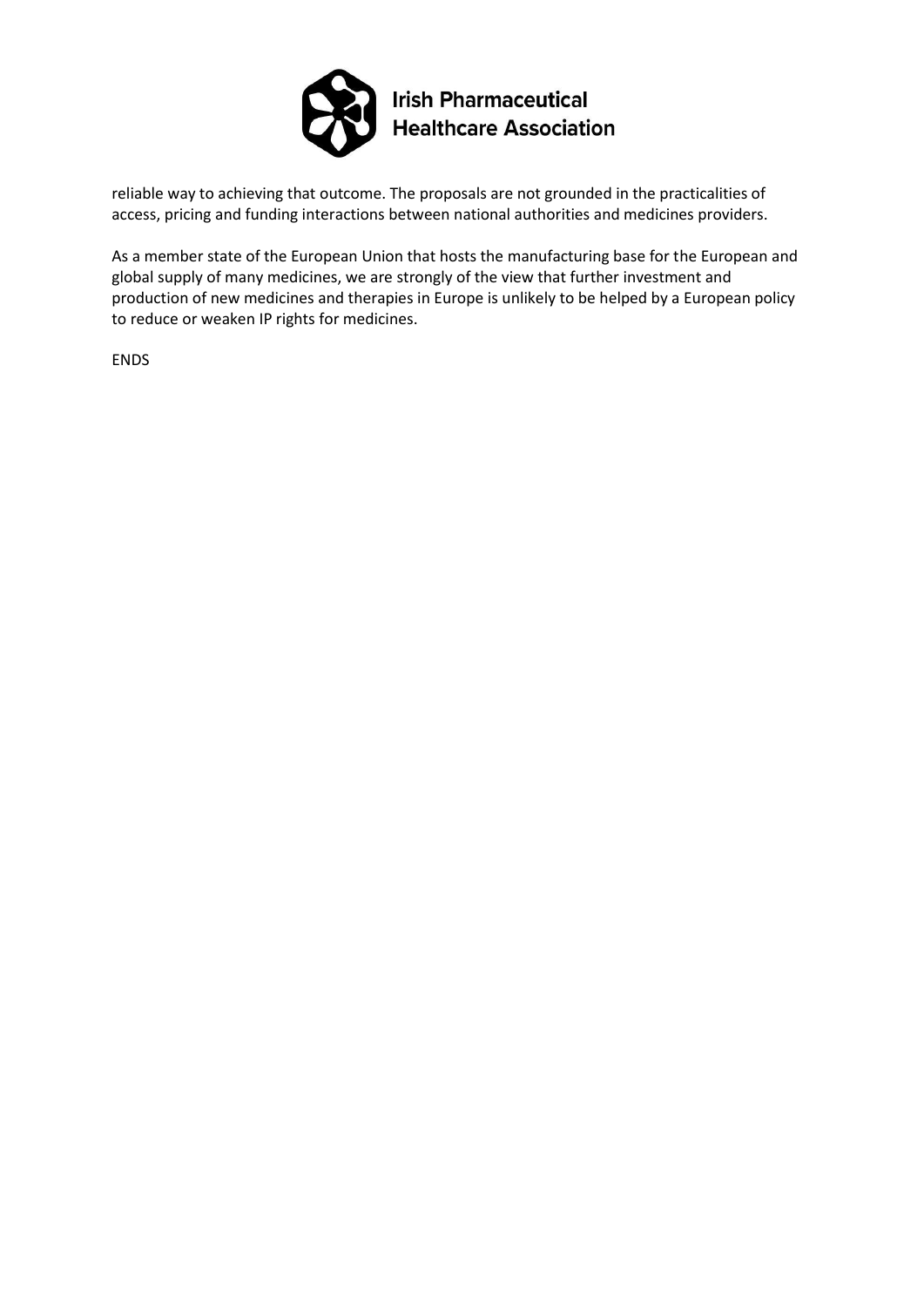reliable way to achieving that outcome. The proposals are not grounded in the practicalities of access, pricing and funding interactions between national authorities and medicines providers.

As a member state of the European Union that hosts the manufacturing base for the European and global supply of many medicines, we are strongly of the view that further investment and production of new medicines and therapies in Europe is unlikely to be helped by a European policy to reduce or weaken IP rights for medicines.

ENDS